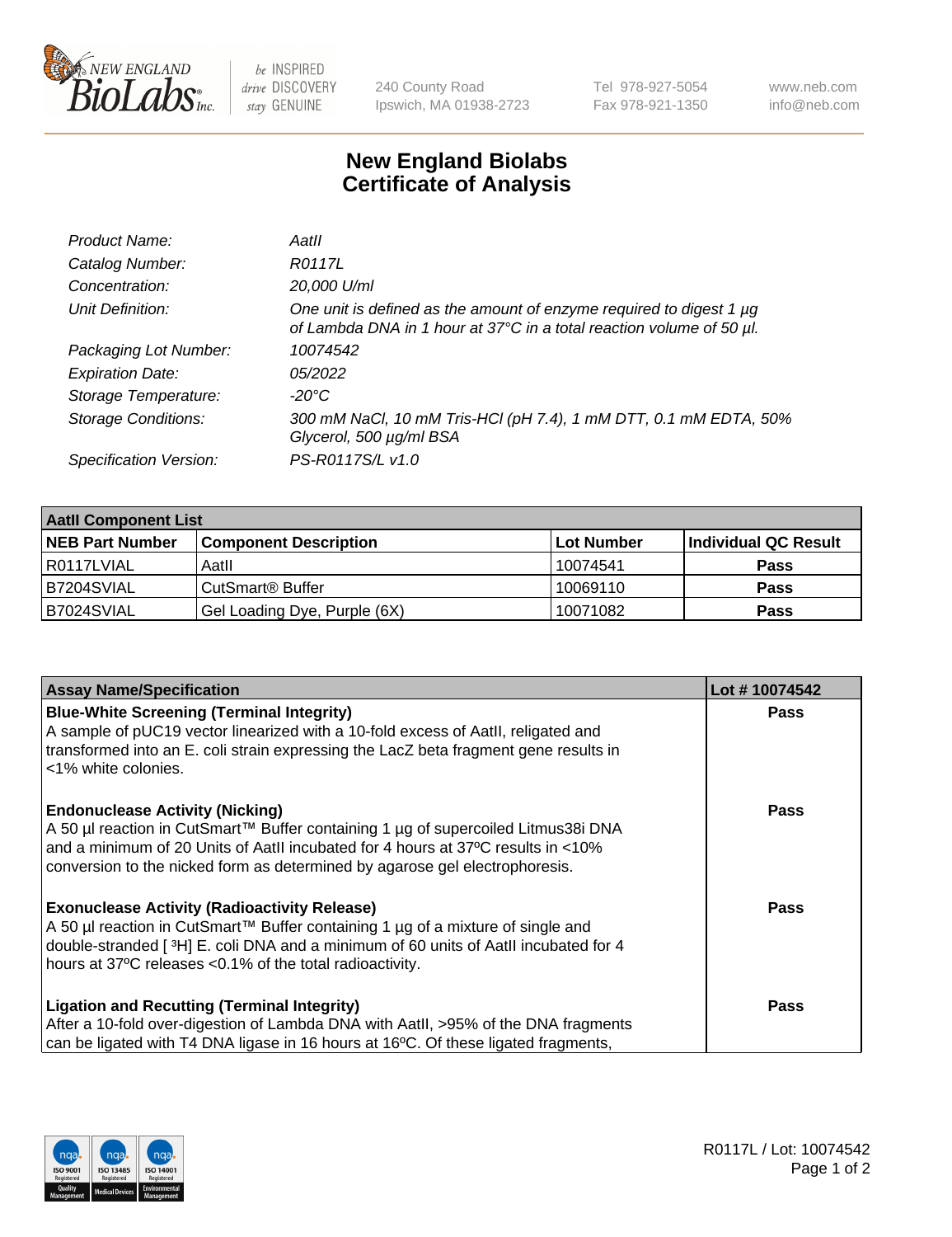be INSPIRED drive DISCOVERY stay GENUINE

240 County Road
Ipswich, MA 01938-2723

Tel 978-927-5054
Fax 978-921-1350

www.neb.com
info@neb.com

# New England Biolabs Certificate of Analysis

| | |
|---|---|
| *Product Name:* | *AatII* |
| *Catalog Number:* | *R0117L* |
| *Concentration:* | *20,000 U/ml* |
| *Unit Definition:* | *One unit is defined as the amount of enzyme required to digest 1 µg of Lambda DNA in 1 hour at 37°C in a total reaction volume of 50 µl.* |
| *Packaging Lot Number:* | *10074542* |
| *Expiration Date:* | *05/2022* |
| *Storage Temperature:* | *-20°C* |
| *Storage Conditions:* | *300 mM NaCl, 10 mM Tris-HCl (pH 7.4), 1 mM DTT, 0.1 mM EDTA, 50% Glycerol, 500 µg/ml BSA* |
| *Specification Version:* | *PS-R0117S/L v1.0* |

| AatII Component List | | | |
|---|---|---|---|
| **NEB Part Number** | **Component Description** | **Lot Number** | **Individual QC Result** |
| R0117LVIAL | AatII | 10074541 | **Pass** |
| B7204SVIAL | CutSmart® Buffer | 10069110 | **Pass** |
| B7024SVIAL | Gel Loading Dye, Purple (6X) | 10071082 | **Pass** |

| Assay Name/Specification | Lot # 10074542 |
|---|---|
| **Blue-White Screening (Terminal Integrity)**<br>A sample of pUC19 vector linearized with a 10-fold excess of AatII, religated and transformed into an E. coli strain expressing the LacZ beta fragment gene results in <1% white colonies. | **Pass** |
| **Endonuclease Activity (Nicking)**<br>A 50 µl reaction in CutSmart™ Buffer containing 1 µg of supercoiled Litmus38i DNA and a minimum of 20 Units of AatII incubated for 4 hours at 37ºC results in <10% conversion to the nicked form as determined by agarose gel electrophoresis. | **Pass** |
| **Exonuclease Activity (Radioactivity Release)**<br>A 50 µl reaction in CutSmart™ Buffer containing 1 µg of a mixture of single and double-stranded [ $^3$H] E. coli DNA and a minimum of 60 units of AatII incubated for 4 hours at 37ºC releases <0.1% of the total radioactivity. | **Pass** |
| **Ligation and Recutting (Terminal Integrity)**<br>After a 10-fold over-digestion of Lambda DNA with AatII, >95% of the DNA fragments can be ligated with T4 DNA ligase in 16 hours at 16ºC. Of these ligated fragments, | **Pass** |

R0117L / Lot: 10074542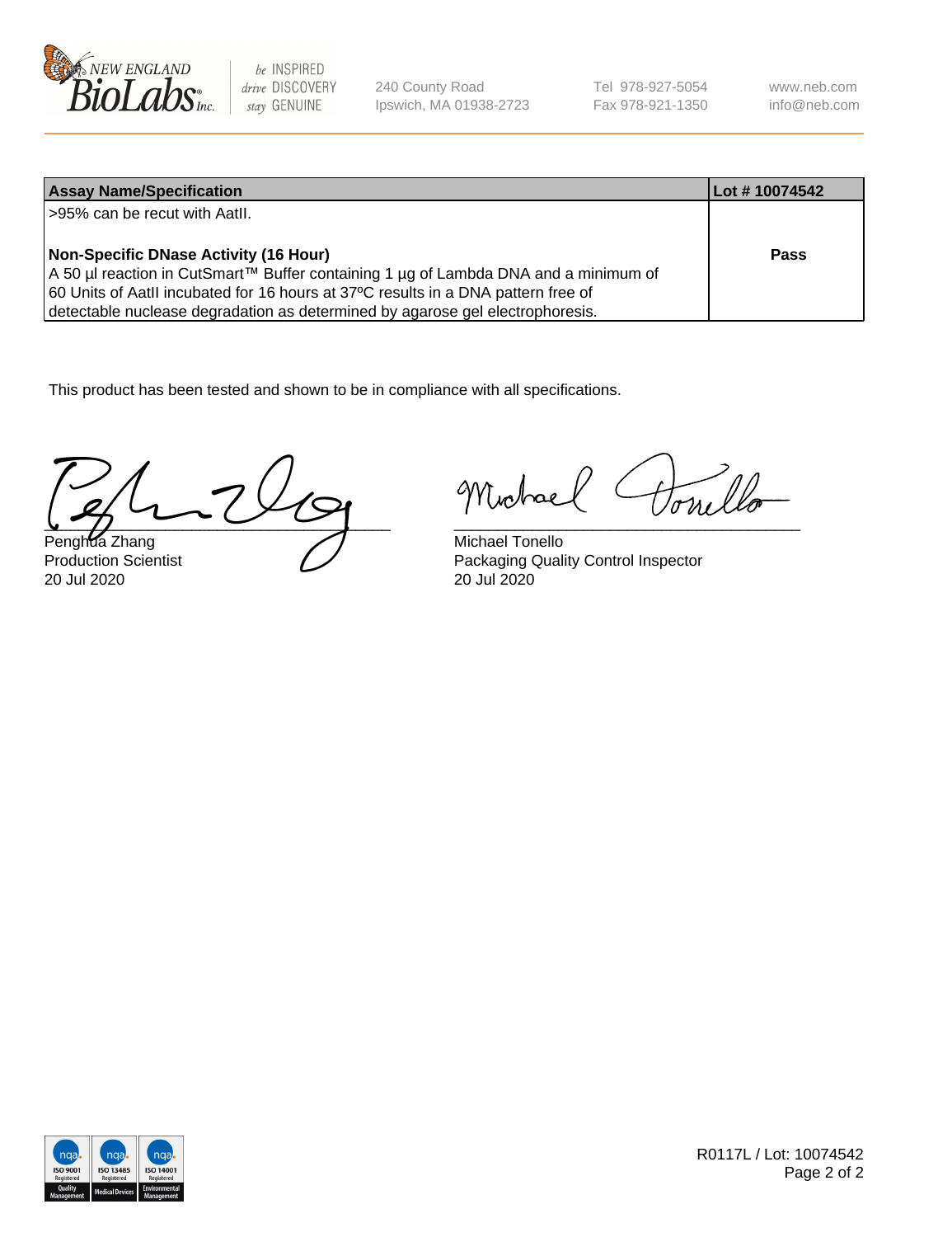New England BioLabs Inc. — be INSPIRED drive DISCOVERY stay GENUINE

240 County Road
Ipswich, MA 01938-2723

Tel 978-927-5054
Fax 978-921-1350

www.neb.com
info@neb.com

| Assay Name/Specification | Lot # 10074542 |
|---|---|
| >95% can be recut with AatII. | |
| **Non-Specific DNase Activity (16 Hour)**<br>A 50 µl reaction in CutSmart™ Buffer containing 1 µg of Lambda DNA and a minimum of 60 Units of AatII incubated for 16 hours at 37ºC results in a DNA pattern free of detectable nuclease degradation as determined by agarose gel electrophoresis. | **Pass** |

This product has been tested and shown to be in compliance with all specifications.

Penghua Zhang
Production Scientist
20 Jul 2020

Michael Tonello
Packaging Quality Control Inspector
20 Jul 2020

R0117L / Lot: 10074542